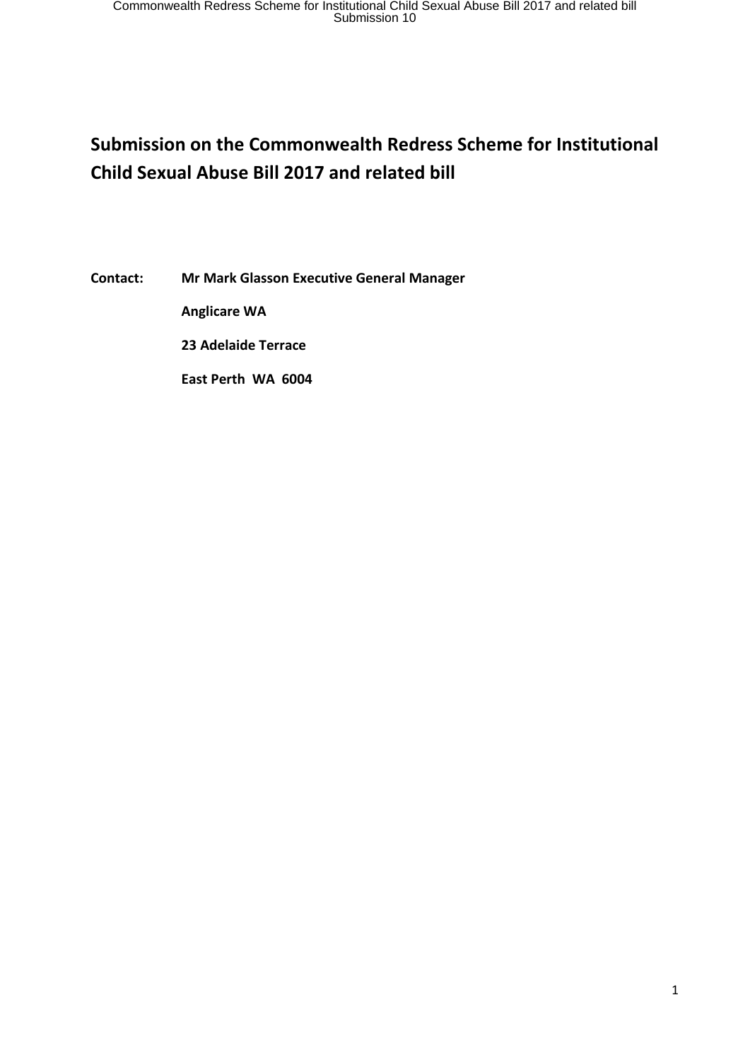# Submission on the Commonwealth Redress Scheme for Institutional Child Sexual Abuse Bill 2017 and related bill

**Contact:** **Mr Mark Glasson Executive General Manager**

**Anglicare WA**

**23 Adelaide Terrace**

**East Perth WA 6004**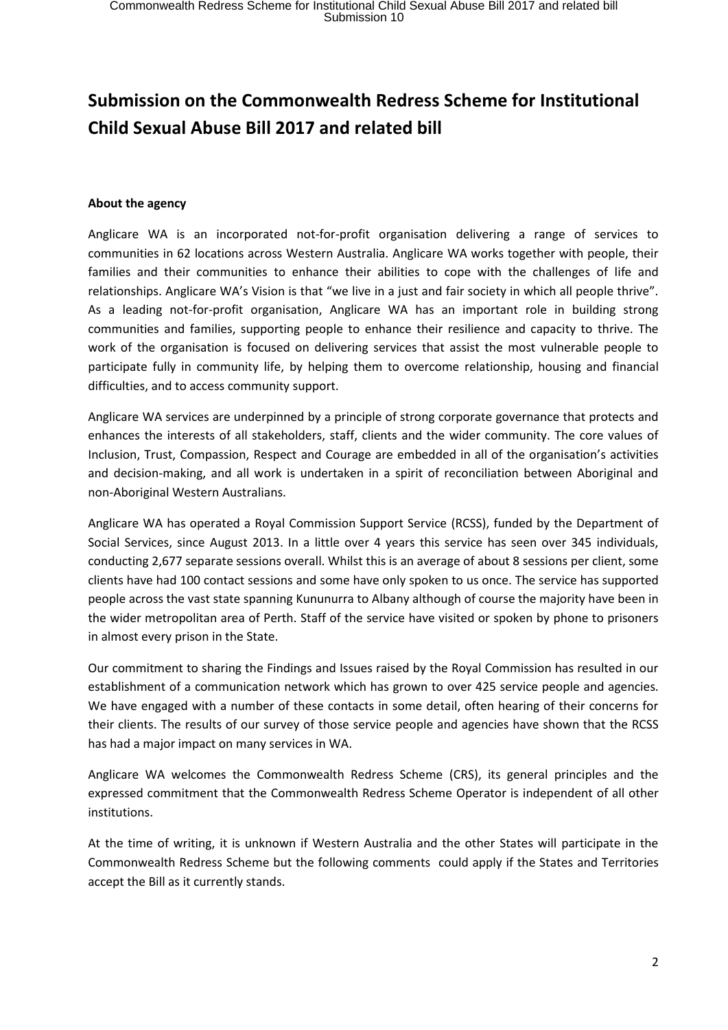# Submission on the Commonwealth Redress Scheme for Institutional Child Sexual Abuse Bill 2017 and related bill

**About the agency**

Anglicare WA is an incorporated not-for-profit organisation delivering a range of services to communities in 62 locations across Western Australia. Anglicare WA works together with people, their families and their communities to enhance their abilities to cope with the challenges of life and relationships. Anglicare WA's Vision is that "we live in a just and fair society in which all people thrive". As a leading not-for-profit organisation, Anglicare WA has an important role in building strong communities and families, supporting people to enhance their resilience and capacity to thrive. The work of the organisation is focused on delivering services that assist the most vulnerable people to participate fully in community life, by helping them to overcome relationship, housing and financial difficulties, and to access community support.

Anglicare WA services are underpinned by a principle of strong corporate governance that protects and enhances the interests of all stakeholders, staff, clients and the wider community. The core values of Inclusion, Trust, Compassion, Respect and Courage are embedded in all of the organisation's activities and decision-making, and all work is undertaken in a spirit of reconciliation between Aboriginal and non-Aboriginal Western Australians.

Anglicare WA has operated a Royal Commission Support Service (RCSS), funded by the Department of Social Services, since August 2013. In a little over 4 years this service has seen over 345 individuals, conducting 2,677 separate sessions overall. Whilst this is an average of about 8 sessions per client, some clients have had 100 contact sessions and some have only spoken to us once. The service has supported people across the vast state spanning Kununurra to Albany although of course the majority have been in the wider metropolitan area of Perth. Staff of the service have visited or spoken by phone to prisoners in almost every prison in the State.

Our commitment to sharing the Findings and Issues raised by the Royal Commission has resulted in our establishment of a communication network which has grown to over 425 service people and agencies. We have engaged with a number of these contacts in some detail, often hearing of their concerns for their clients. The results of our survey of those service people and agencies have shown that the RCSS has had a major impact on many services in WA.

Anglicare WA welcomes the Commonwealth Redress Scheme (CRS), its general principles and the expressed commitment that the Commonwealth Redress Scheme Operator is independent of all other institutions.

At the time of writing, it is unknown if Western Australia and the other States will participate in the Commonwealth Redress Scheme but the following comments could apply if the States and Territories accept the Bill as it currently stands.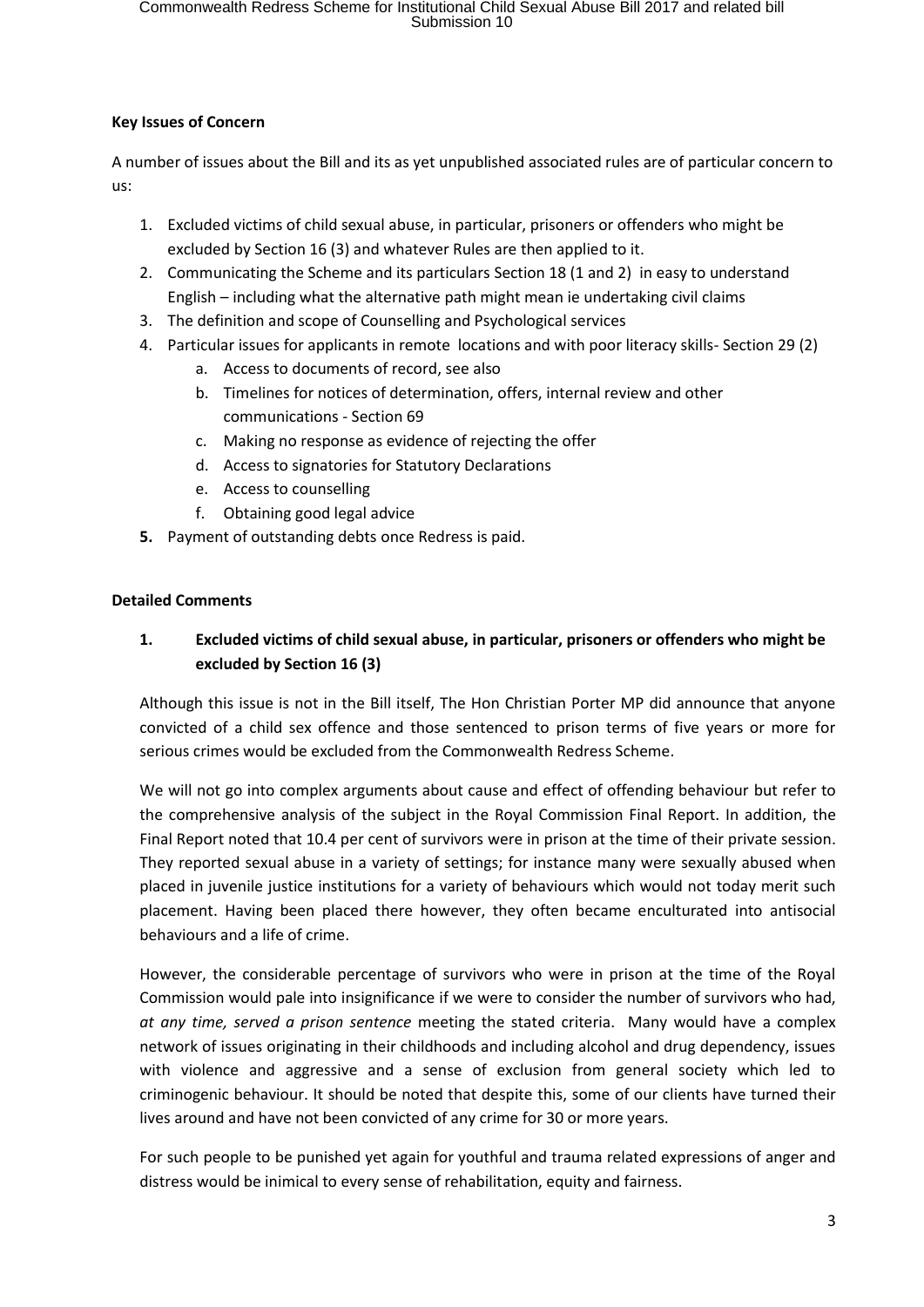**Key Issues of Concern**

A number of issues about the Bill and its as yet unpublished associated rules are of particular concern to us:

1. Excluded victims of child sexual abuse, in particular, prisoners or offenders who might be excluded by Section 16 (3) and whatever Rules are then applied to it.
2. Communicating the Scheme and its particulars Section 18 (1 and 2) in easy to understand English – including what the alternative path might mean ie undertaking civil claims
3. The definition and scope of Counselling and Psychological services
4. Particular issues for applicants in remote locations and with poor literacy skills- Section 29 (2)
   a. Access to documents of record, see also
   b. Timelines for notices of determination, offers, internal review and other communications - Section 69
   c. Making no response as evidence of rejecting the offer
   d. Access to signatories for Statutory Declarations
   e. Access to counselling
   f. Obtaining good legal advice
5. Payment of outstanding debts once Redress is paid.

**Detailed Comments**

**1. Excluded victims of child sexual abuse, in particular, prisoners or offenders who might be excluded by Section 16 (3)**

Although this issue is not in the Bill itself, The Hon Christian Porter MP did announce that anyone convicted of a child sex offence and those sentenced to prison terms of five years or more for serious crimes would be excluded from the Commonwealth Redress Scheme.

We will not go into complex arguments about cause and effect of offending behaviour but refer to the comprehensive analysis of the subject in the Royal Commission Final Report. In addition, the Final Report noted that 10.4 per cent of survivors were in prison at the time of their private session. They reported sexual abuse in a variety of settings; for instance many were sexually abused when placed in juvenile justice institutions for a variety of behaviours which would not today merit such placement. Having been placed there however, they often became enculturated into antisocial behaviours and a life of crime.

However, the considerable percentage of survivors who were in prison at the time of the Royal Commission would pale into insignificance if we were to consider the number of survivors who had, *at any time, served a prison sentence* meeting the stated criteria. Many would have a complex network of issues originating in their childhoods and including alcohol and drug dependency, issues with violence and aggressive and a sense of exclusion from general society which led to criminogenic behaviour. It should be noted that despite this, some of our clients have turned their lives around and have not been convicted of any crime for 30 or more years.

For such people to be punished yet again for youthful and trauma related expressions of anger and distress would be inimical to every sense of rehabilitation, equity and fairness.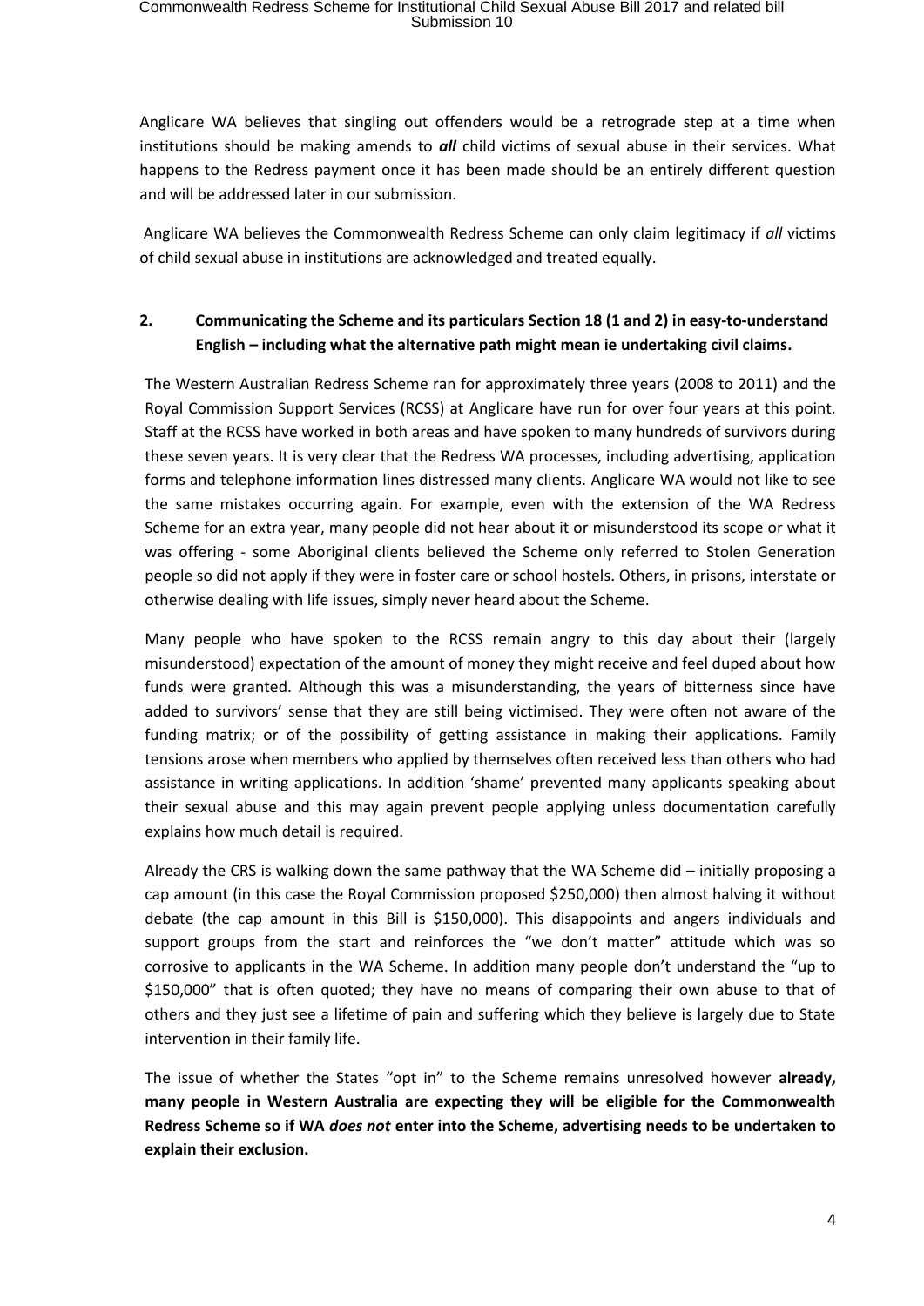Anglicare WA believes that singling out offenders would be a retrograde step at a time when institutions should be making amends to ***all*** child victims of sexual abuse in their services. What happens to the Redress payment once it has been made should be an entirely different question and will be addressed later in our submission.

Anglicare WA believes the Commonwealth Redress Scheme can only claim legitimacy if *all* victims of child sexual abuse in institutions are acknowledged and treated equally.

**2. Communicating the Scheme and its particulars Section 18 (1 and 2) in easy-to-understand English – including what the alternative path might mean ie undertaking civil claims.**

The Western Australian Redress Scheme ran for approximately three years (2008 to 2011) and the Royal Commission Support Services (RCSS) at Anglicare have run for over four years at this point. Staff at the RCSS have worked in both areas and have spoken to many hundreds of survivors during these seven years. It is very clear that the Redress WA processes, including advertising, application forms and telephone information lines distressed many clients. Anglicare WA would not like to see the same mistakes occurring again. For example, even with the extension of the WA Redress Scheme for an extra year, many people did not hear about it or misunderstood its scope or what it was offering - some Aboriginal clients believed the Scheme only referred to Stolen Generation people so did not apply if they were in foster care or school hostels. Others, in prisons, interstate or otherwise dealing with life issues, simply never heard about the Scheme.

Many people who have spoken to the RCSS remain angry to this day about their (largely misunderstood) expectation of the amount of money they might receive and feel duped about how funds were granted. Although this was a misunderstanding, the years of bitterness since have added to survivors' sense that they are still being victimised. They were often not aware of the funding matrix; or of the possibility of getting assistance in making their applications. Family tensions arose when members who applied by themselves often received less than others who had assistance in writing applications. In addition 'shame' prevented many applicants speaking about their sexual abuse and this may again prevent people applying unless documentation carefully explains how much detail is required.

Already the CRS is walking down the same pathway that the WA Scheme did – initially proposing a cap amount (in this case the Royal Commission proposed $250,000) then almost halving it without debate (the cap amount in this Bill is $150,000). This disappoints and angers individuals and support groups from the start and reinforces the "we don't matter" attitude which was so corrosive to applicants in the WA Scheme. In addition many people don't understand the "up to $150,000" that is often quoted; they have no means of comparing their own abuse to that of others and they just see a lifetime of pain and suffering which they believe is largely due to State intervention in their family life.

The issue of whether the States "opt in" to the Scheme remains unresolved however **already, many people in Western Australia are expecting they will be eligible for the Commonwealth Redress Scheme so if WA *does not* enter into the Scheme, advertising needs to be undertaken to explain their exclusion.**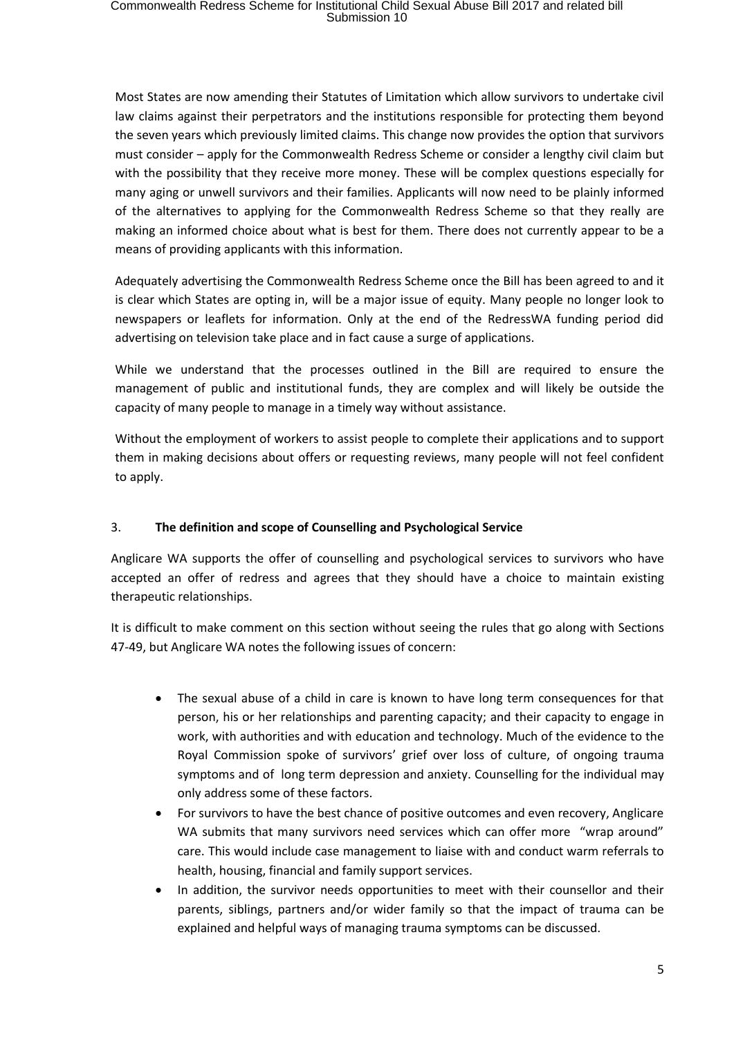Most States are now amending their Statutes of Limitation which allow survivors to undertake civil law claims against their perpetrators and the institutions responsible for protecting them beyond the seven years which previously limited claims. This change now provides the option that survivors must consider – apply for the Commonwealth Redress Scheme or consider a lengthy civil claim but with the possibility that they receive more money. These will be complex questions especially for many aging or unwell survivors and their families. Applicants will now need to be plainly informed of the alternatives to applying for the Commonwealth Redress Scheme so that they really are making an informed choice about what is best for them. There does not currently appear to be a means of providing applicants with this information.

Adequately advertising the Commonwealth Redress Scheme once the Bill has been agreed to and it is clear which States are opting in, will be a major issue of equity. Many people no longer look to newspapers or leaflets for information. Only at the end of the RedressWA funding period did advertising on television take place and in fact cause a surge of applications.

While we understand that the processes outlined in the Bill are required to ensure the management of public and institutional funds, they are complex and will likely be outside the capacity of many people to manage in a timely way without assistance.

Without the employment of workers to assist people to complete their applications and to support them in making decisions about offers or requesting reviews, many people will not feel confident to apply.

### 3. The definition and scope of Counselling and Psychological Service

Anglicare WA supports the offer of counselling and psychological services to survivors who have accepted an offer of redress and agrees that they should have a choice to maintain existing therapeutic relationships.

It is difficult to make comment on this section without seeing the rules that go along with Sections 47-49, but Anglicare WA notes the following issues of concern:

- The sexual abuse of a child in care is known to have long term consequences for that person, his or her relationships and parenting capacity; and their capacity to engage in work, with authorities and with education and technology. Much of the evidence to the Royal Commission spoke of survivors' grief over loss of culture, of ongoing trauma symptoms and of long term depression and anxiety. Counselling for the individual may only address some of these factors.
- For survivors to have the best chance of positive outcomes and even recovery, Anglicare WA submits that many survivors need services which can offer more "wrap around" care. This would include case management to liaise with and conduct warm referrals to health, housing, financial and family support services.
- In addition, the survivor needs opportunities to meet with their counsellor and their parents, siblings, partners and/or wider family so that the impact of trauma can be explained and helpful ways of managing trauma symptoms can be discussed.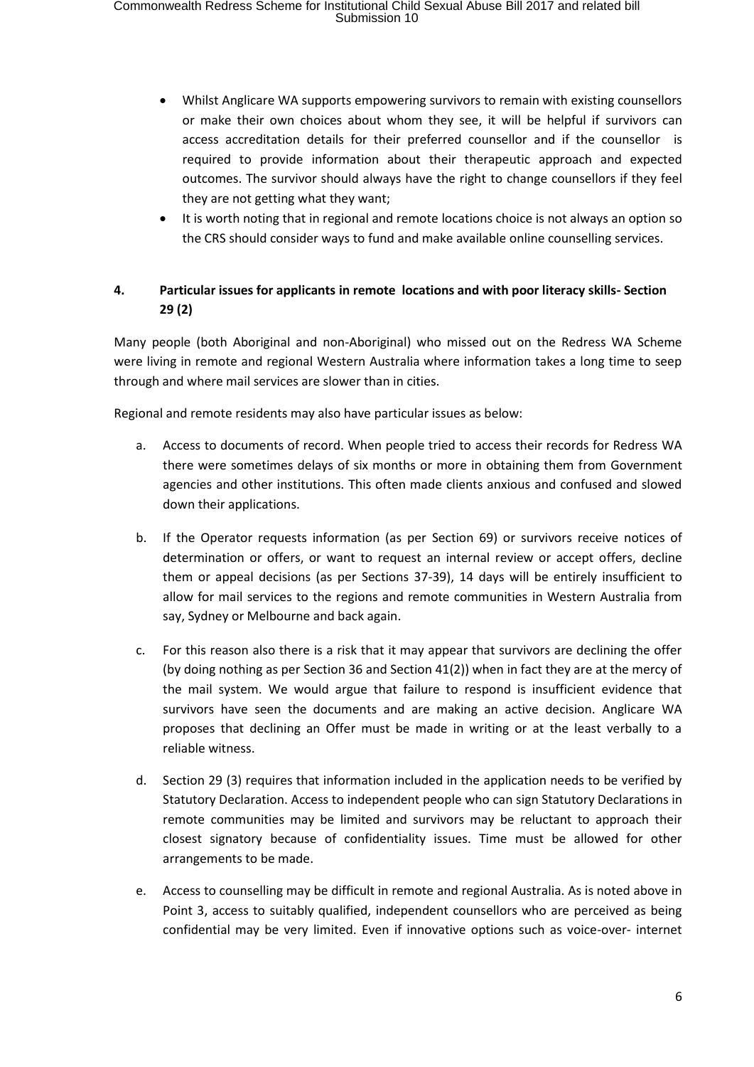- Whilst Anglicare WA supports empowering survivors to remain with existing counsellors or make their own choices about whom they see, it will be helpful if survivors can access accreditation details for their preferred counsellor and if the counsellor is required to provide information about their therapeutic approach and expected outcomes. The survivor should always have the right to change counsellors if they feel they are not getting what they want;
- It is worth noting that in regional and remote locations choice is not always an option so the CRS should consider ways to fund and make available online counselling services.

#### 4. Particular issues for applicants in remote locations and with poor literacy skills- Section 29 (2)

Many people (both Aboriginal and non-Aboriginal) who missed out on the Redress WA Scheme were living in remote and regional Western Australia where information takes a long time to seep through and where mail services are slower than in cities.

Regional and remote residents may also have particular issues as below:

a. Access to documents of record. When people tried to access their records for Redress WA there were sometimes delays of six months or more in obtaining them from Government agencies and other institutions. This often made clients anxious and confused and slowed down their applications.

b. If the Operator requests information (as per Section 69) or survivors receive notices of determination or offers, or want to request an internal review or accept offers, decline them or appeal decisions (as per Sections 37-39), 14 days will be entirely insufficient to allow for mail services to the regions and remote communities in Western Australia from say, Sydney or Melbourne and back again.

c. For this reason also there is a risk that it may appear that survivors are declining the offer (by doing nothing as per Section 36 and Section 41(2)) when in fact they are at the mercy of the mail system. We would argue that failure to respond is insufficient evidence that survivors have seen the documents and are making an active decision. Anglicare WA proposes that declining an Offer must be made in writing or at the least verbally to a reliable witness.

d. Section 29 (3) requires that information included in the application needs to be verified by Statutory Declaration. Access to independent people who can sign Statutory Declarations in remote communities may be limited and survivors may be reluctant to approach their closest signatory because of confidentiality issues. Time must be allowed for other arrangements to be made.

e. Access to counselling may be difficult in remote and regional Australia. As is noted above in Point 3, access to suitably qualified, independent counsellors who are perceived as being confidential may be very limited. Even if innovative options such as voice-over- internet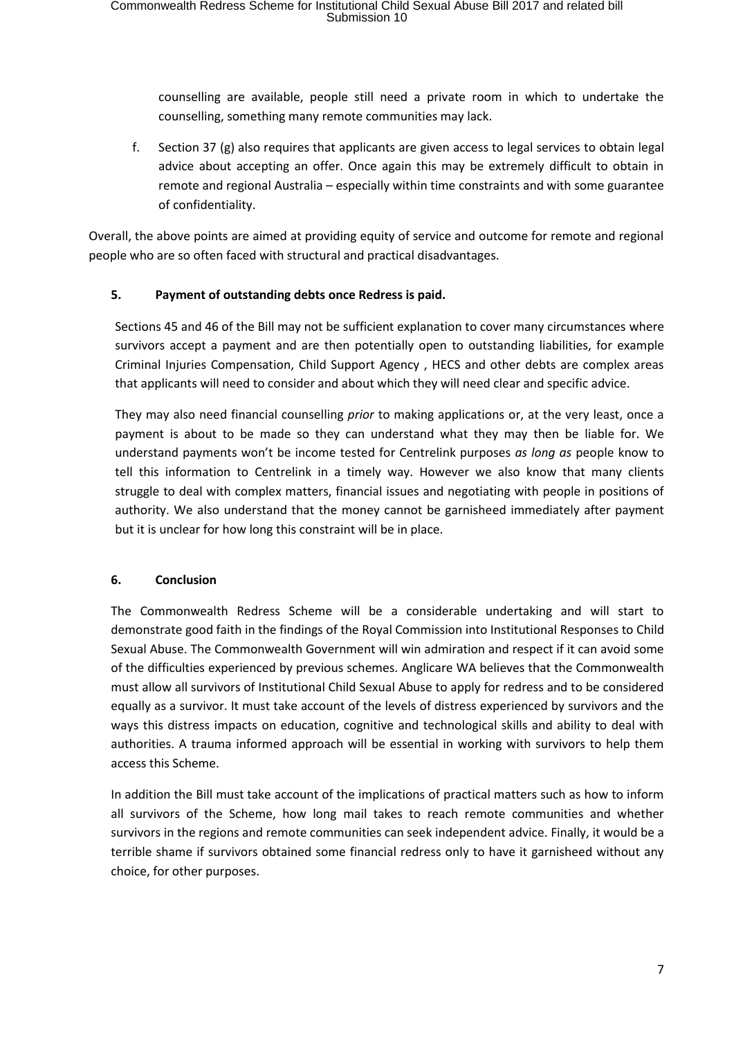counselling are available, people still need a private room in which to undertake the counselling, something many remote communities may lack.

f. Section 37 (g) also requires that applicants are given access to legal services to obtain legal advice about accepting an offer. Once again this may be extremely difficult to obtain in remote and regional Australia – especially within time constraints and with some guarantee of confidentiality.

Overall, the above points are aimed at providing equity of service and outcome for remote and regional people who are so often faced with structural and practical disadvantages.

## 5. Payment of outstanding debts once Redress is paid.

Sections 45 and 46 of the Bill may not be sufficient explanation to cover many circumstances where survivors accept a payment and are then potentially open to outstanding liabilities, for example Criminal Injuries Compensation, Child Support Agency , HECS and other debts are complex areas that applicants will need to consider and about which they will need clear and specific advice.

They may also need financial counselling *prior* to making applications or, at the very least, once a payment is about to be made so they can understand what they may then be liable for. We understand payments won't be income tested for Centrelink purposes *as long as* people know to tell this information to Centrelink in a timely way. However we also know that many clients struggle to deal with complex matters, financial issues and negotiating with people in positions of authority. We also understand that the money cannot be garnisheed immediately after payment but it is unclear for how long this constraint will be in place.

## 6. Conclusion

The Commonwealth Redress Scheme will be a considerable undertaking and will start to demonstrate good faith in the findings of the Royal Commission into Institutional Responses to Child Sexual Abuse. The Commonwealth Government will win admiration and respect if it can avoid some of the difficulties experienced by previous schemes. Anglicare WA believes that the Commonwealth must allow all survivors of Institutional Child Sexual Abuse to apply for redress and to be considered equally as a survivor. It must take account of the levels of distress experienced by survivors and the ways this distress impacts on education, cognitive and technological skills and ability to deal with authorities. A trauma informed approach will be essential in working with survivors to help them access this Scheme.

In addition the Bill must take account of the implications of practical matters such as how to inform all survivors of the Scheme, how long mail takes to reach remote communities and whether survivors in the regions and remote communities can seek independent advice. Finally, it would be a terrible shame if survivors obtained some financial redress only to have it garnisheed without any choice, for other purposes.